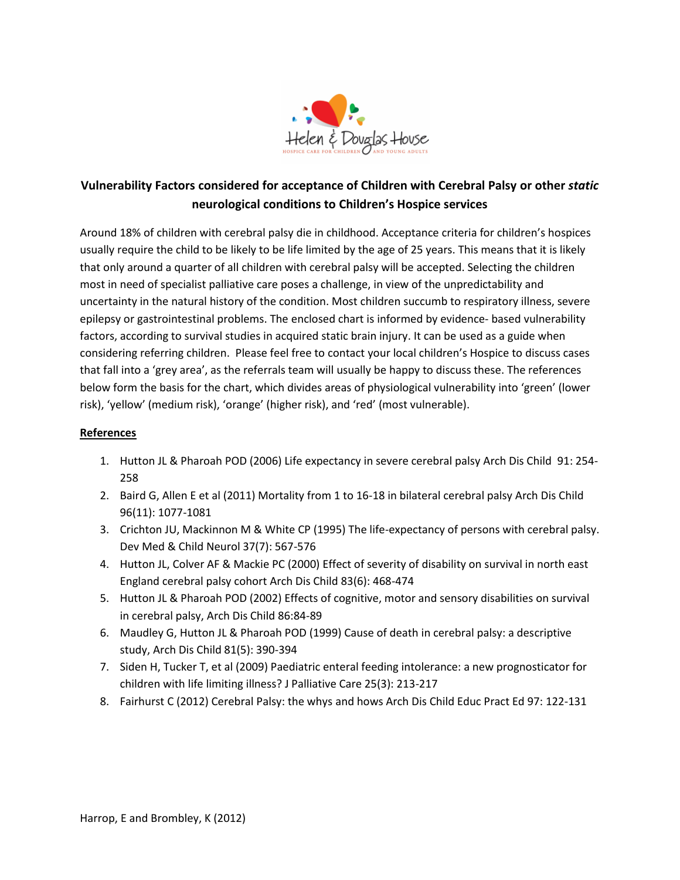# Vulnerability Factors considered for acceptance of Children with Cerebral Palsy or other *static* neurological conditions to Children's Hospice services

Around 18% of children with cerebral palsy die in childhood. Acceptance criteria for children's hospices usually require the child to be likely to be life limited by the age of 25 years. This means that it is likely that only around a quarter of all children with cerebral palsy will be accepted. Selecting the children most in need of specialist palliative care poses a challenge, in view of the unpredictability and uncertainty in the natural history of the condition. Most children succumb to respiratory illness, severe epilepsy or gastrointestinal problems. The enclosed chart is informed by evidence- based vulnerability factors, according to survival studies in acquired static brain injury. It can be used as a guide when considering referring children. Please feel free to contact your local children's Hospice to discuss cases that fall into a 'grey area', as the referrals team will usually be happy to discuss these. The references below form the basis for the chart, which divides areas of physiological vulnerability into 'green' (lower risk), 'yellow' (medium risk), 'orange' (higher risk), and 'red' (most vulnerable).

## References

1. Hutton JL & Pharoah POD (2006) Life expectancy in severe cerebral palsy Arch Dis Child 91: 254-258
2. Baird G, Allen E et al (2011) Mortality from 1 to 16-18 in bilateral cerebral palsy Arch Dis Child 96(11): 1077-1081
3. Crichton JU, Mackinnon M & White CP (1995) The life-expectancy of persons with cerebral palsy. Dev Med & Child Neurol 37(7): 567-576
4. Hutton JL, Colver AF & Mackie PC (2000) Effect of severity of disability on survival in north east England cerebral palsy cohort Arch Dis Child 83(6): 468-474
5. Hutton JL & Pharoah POD (2002) Effects of cognitive, motor and sensory disabilities on survival in cerebral palsy, Arch Dis Child 86:84-89
6. Maudley G, Hutton JL & Pharoah POD (1999) Cause of death in cerebral palsy: a descriptive study, Arch Dis Child 81(5): 390-394
7. Siden H, Tucker T, et al (2009) Paediatric enteral feeding intolerance: a new prognosticator for children with life limiting illness? J Palliative Care 25(3): 213-217
8. Fairhurst C (2012) Cerebral Palsy: the whys and hows Arch Dis Child Educ Pract Ed 97: 122-131

Harrop, E and Brombley, K (2012)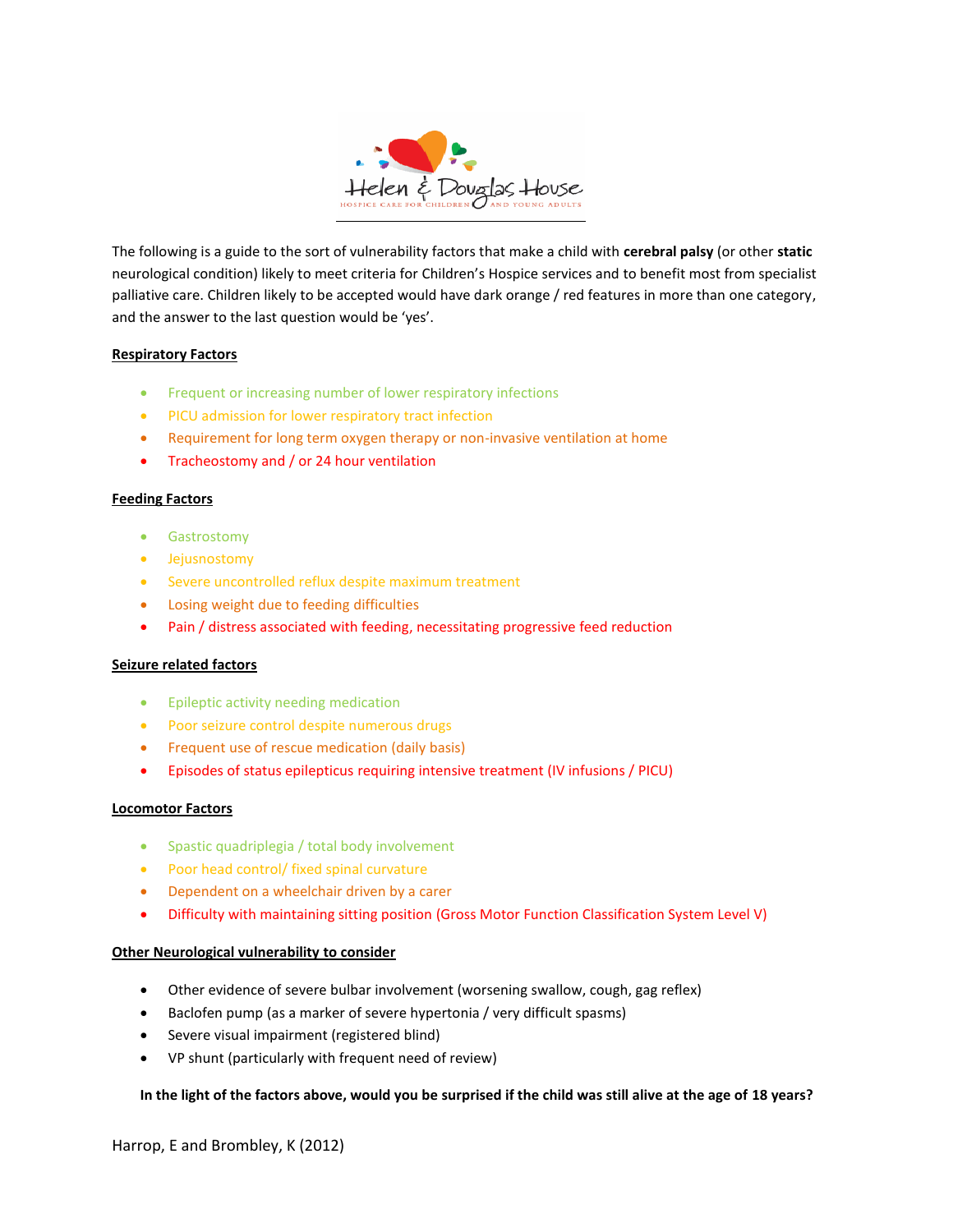The following is a guide to the sort of vulnerability factors that make a child with **cerebral palsy** (or other **static** neurological condition) likely to meet criteria for Children's Hospice services and to benefit most from specialist palliative care. Children likely to be accepted would have dark orange / red features in more than one category, and the answer to the last question would be 'yes'.

**Respiratory Factors**

- Frequent or increasing number of lower respiratory infections
- PICU admission for lower respiratory tract infection
- Requirement for long term oxygen therapy or non-invasive ventilation at home
- Tracheostomy and / or 24 hour ventilation

**Feeding Factors**

- Gastrostomy
- Jejusnostomy
- Severe uncontrolled reflux despite maximum treatment
- Losing weight due to feeding difficulties
- Pain / distress associated with feeding, necessitating progressive feed reduction

**Seizure related factors**

- Epileptic activity needing medication
- Poor seizure control despite numerous drugs
- Frequent use of rescue medication (daily basis)
- Episodes of status epilepticus requiring intensive treatment (IV infusions / PICU)

**Locomotor Factors**

- Spastic quadriplegia / total body involvement
- Poor head control/ fixed spinal curvature
- Dependent on a wheelchair driven by a carer
- Difficulty with maintaining sitting position (Gross Motor Function Classification System Level V)

**Other Neurological vulnerability to consider**

- Other evidence of severe bulbar involvement (worsening swallow, cough, gag reflex)
- Baclofen pump (as a marker of severe hypertonia / very difficult spasms)
- Severe visual impairment (registered blind)
- VP shunt (particularly with frequent need of review)

**In the light of the factors above, would you be surprised if the child was still alive at the age of 18 years?**

Harrop, E and Brombley, K (2012)